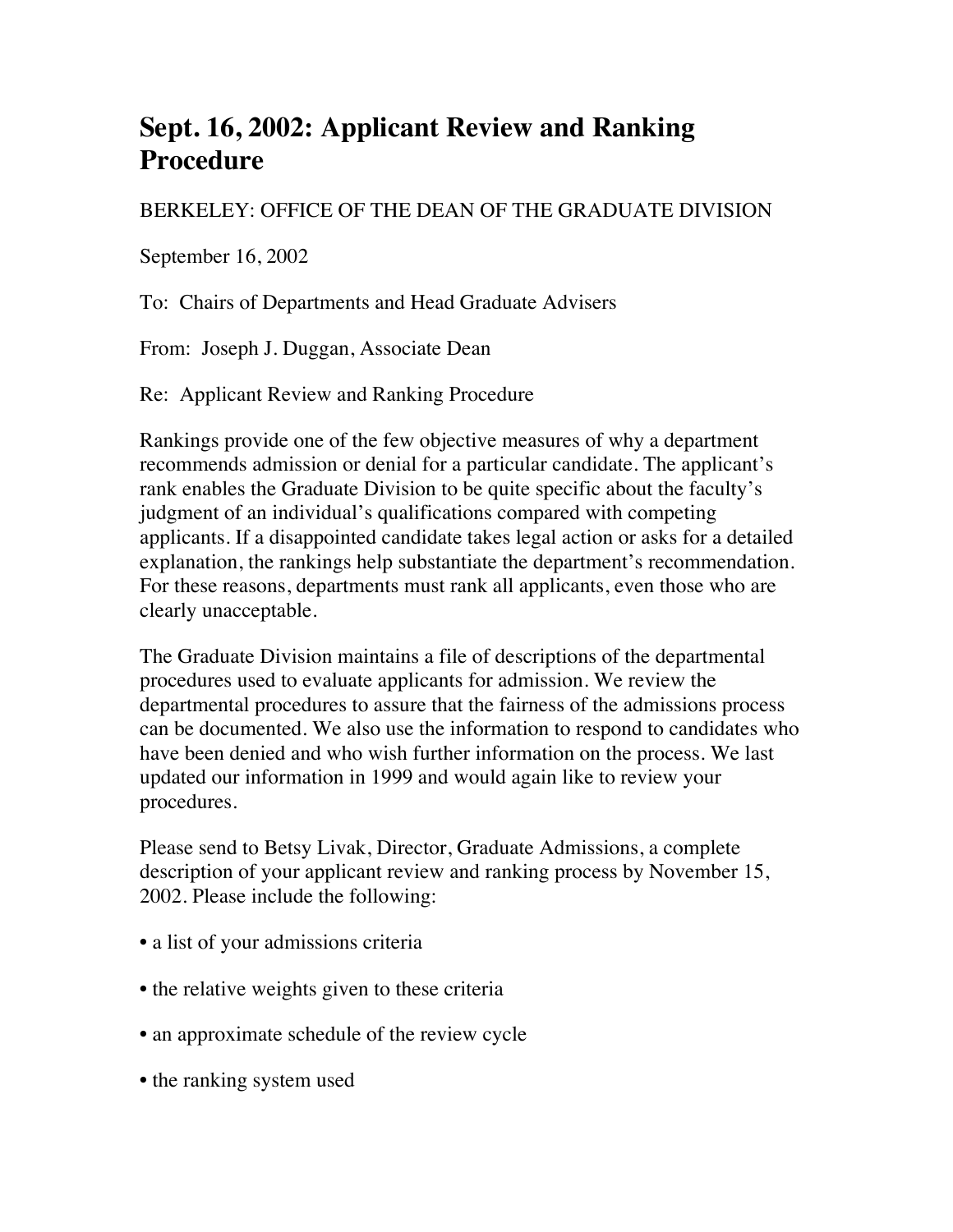# Sept. 16, 2002: Applicant Review and Ranking Procedure

BERKELEY: OFFICE OF THE DEAN OF THE GRADUATE DIVISION

September 16, 2002

To: Chairs of Departments and Head Graduate Advisers

From: Joseph J. Duggan, Associate Dean

Re: Applicant Review and Ranking Procedure

Rankings provide one of the few objective measures of why a department recommends admission or denial for a particular candidate. The applicant's rank enables the Graduate Division to be quite specific about the faculty's judgment of an individual's qualifications compared with competing applicants. If a disappointed candidate takes legal action or asks for a detailed explanation, the rankings help substantiate the department's recommendation. For these reasons, departments must rank all applicants, even those who are clearly unacceptable.

The Graduate Division maintains a file of descriptions of the departmental procedures used to evaluate applicants for admission. We review the departmental procedures to assure that the fairness of the admissions process can be documented. We also use the information to respond to candidates who have been denied and who wish further information on the process. We last updated our information in 1999 and would again like to review your procedures.

Please send to Betsy Livak, Director, Graduate Admissions, a complete description of your applicant review and ranking process by November 15, 2002. Please include the following:

- a list of your admissions criteria
- the relative weights given to these criteria
- an approximate schedule of the review cycle
- the ranking system used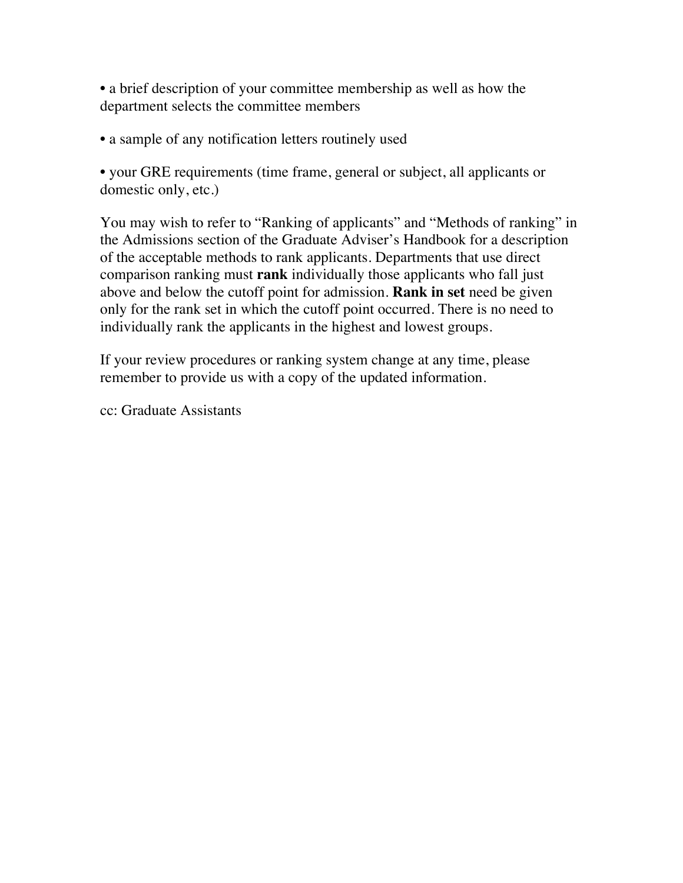- a brief description of your committee membership as well as how the department selects the committee members

- a sample of any notification letters routinely used

- your GRE requirements (time frame, general or subject, all applicants or domestic only, etc.)

You may wish to refer to “Ranking of applicants” and “Methods of ranking” in the Admissions section of the Graduate Adviser’s Handbook for a description of the acceptable methods to rank applicants. Departments that use direct comparison ranking must **rank** individually those applicants who fall just above and below the cutoff point for admission. **Rank in set** need be given only for the rank set in which the cutoff point occurred. There is no need to individually rank the applicants in the highest and lowest groups.

If your review procedures or ranking system change at any time, please remember to provide us with a copy of the updated information.

cc: Graduate Assistants